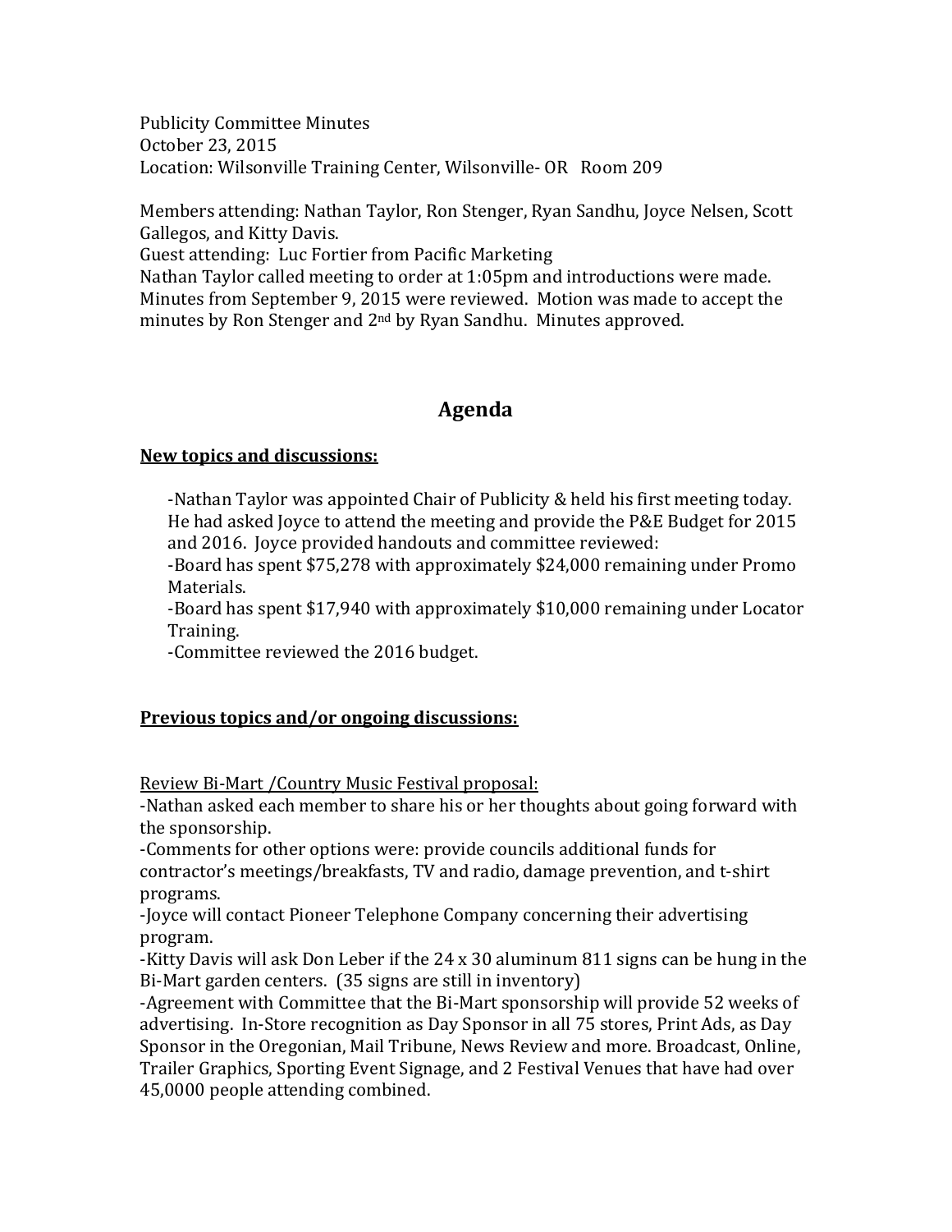Publicity Committee Minutes
October 23, 2015
Location: Wilsonville Training Center, Wilsonville- OR Room 209

Members attending: Nathan Taylor, Ron Stenger, Ryan Sandhu, Joyce Nelsen, Scott Gallegos, and Kitty Davis.
Guest attending: Luc Fortier from Pacific Marketing
Nathan Taylor called meeting to order at 1:05pm and introductions were made. Minutes from September 9, 2015 were reviewed. Motion was made to accept the minutes by Ron Stenger and 2nd by Ryan Sandhu. Minutes approved.

# Agenda

**New topics and discussions:**

-Nathan Taylor was appointed Chair of Publicity & held his first meeting today. He had asked Joyce to attend the meeting and provide the P&E Budget for 2015 and 2016. Joyce provided handouts and committee reviewed:
-Board has spent $75,278 with approximately $24,000 remaining under Promo Materials.
-Board has spent $17,940 with approximately $10,000 remaining under Locator Training.
-Committee reviewed the 2016 budget.

**Previous topics and/or ongoing discussions:**

Review Bi-Mart /Country Music Festival proposal:
-Nathan asked each member to share his or her thoughts about going forward with the sponsorship.
-Comments for other options were: provide councils additional funds for contractor's meetings/breakfasts, TV and radio, damage prevention, and t-shirt programs.
-Joyce will contact Pioneer Telephone Company concerning their advertising program.
-Kitty Davis will ask Don Leber if the 24 x 30 aluminum 811 signs can be hung in the Bi-Mart garden centers. (35 signs are still in inventory)
-Agreement with Committee that the Bi-Mart sponsorship will provide 52 weeks of advertising. In-Store recognition as Day Sponsor in all 75 stores, Print Ads, as Day Sponsor in the Oregonian, Mail Tribune, News Review and more. Broadcast, Online, Trailer Graphics, Sporting Event Signage, and 2 Festival Venues that have had over 45,0000 people attending combined.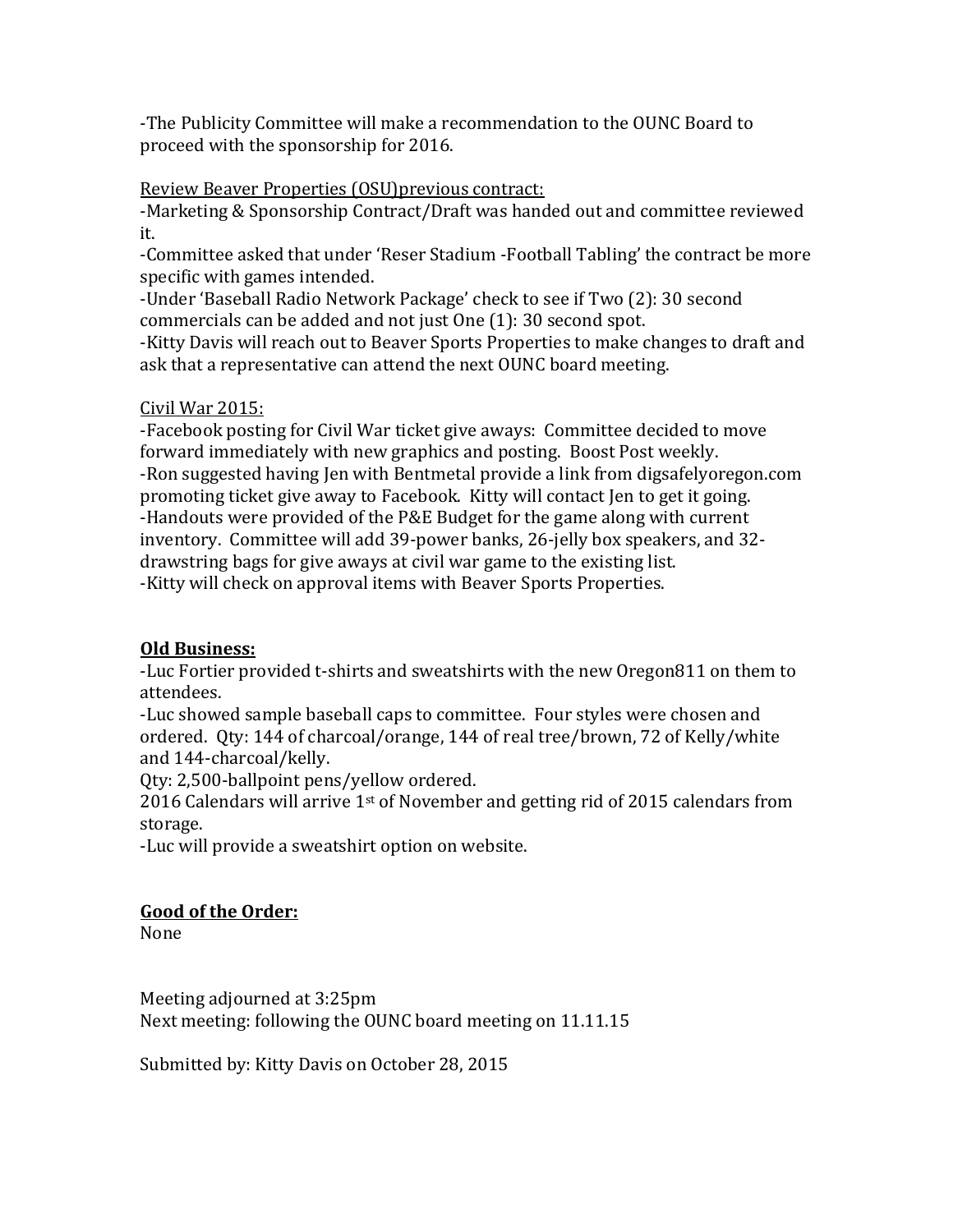-The Publicity Committee will make a recommendation to the OUNC Board to proceed with the sponsorship for 2016.

<u>Review Beaver Properties (OSU)previous contract:</u>

-Marketing & Sponsorship Contract/Draft was handed out and committee reviewed it.

-Committee asked that under 'Reser Stadium -Football Tabling' the contract be more specific with games intended.

-Under 'Baseball Radio Network Package' check to see if Two (2): 30 second commercials can be added and not just One (1): 30 second spot.

-Kitty Davis will reach out to Beaver Sports Properties to make changes to draft and ask that a representative can attend the next OUNC board meeting.

<u>Civil War 2015:</u>

-Facebook posting for Civil War ticket give aways: Committee decided to move forward immediately with new graphics and posting. Boost Post weekly.

-Ron suggested having Jen with Bentmetal provide a link from digsafelyoregon.com promoting ticket give away to Facebook. Kitty will contact Jen to get it going.

-Handouts were provided of the P&E Budget for the game along with current inventory. Committee will add 39-power banks, 26-jelly box speakers, and 32-drawstring bags for give aways at civil war game to the existing list.

-Kitty will check on approval items with Beaver Sports Properties.

**<u>Old Business:</u>**

-Luc Fortier provided t-shirts and sweatshirts with the new Oregon811 on them to attendees.

-Luc showed sample baseball caps to committee. Four styles were chosen and ordered. Qty: 144 of charcoal/orange, 144 of real tree/brown, 72 of Kelly/white and 144-charcoal/kelly.

Qty: 2,500-ballpoint pens/yellow ordered.

2016 Calendars will arrive 1st of November and getting rid of 2015 calendars from storage.

-Luc will provide a sweatshirt option on website.

**<u>Good of the Order:</u>**

None

Meeting adjourned at 3:25pm

Next meeting: following the OUNC board meeting on 11.11.15

Submitted by: Kitty Davis on October 28, 2015